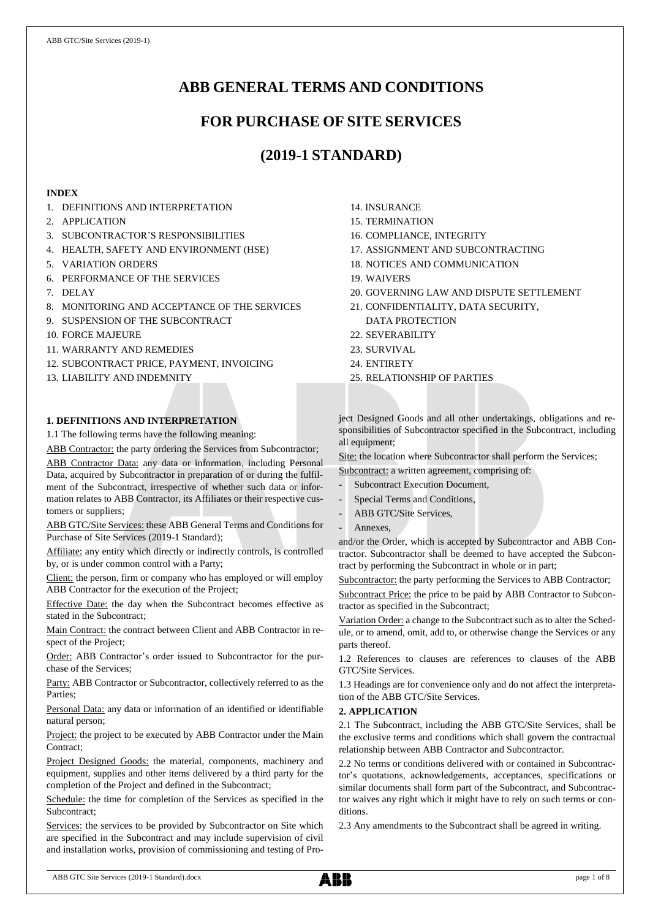# ABB GENERAL TERMS AND CONDITIONS

# FOR PURCHASE OF SITE SERVICES

# (2019-1 STANDARD)

**INDEX**

1. DEFINITIONS AND INTERPRETATION
2. APPLICATION
3. SUBCONTRACTOR'S RESPONSIBILITIES
4. HEALTH, SAFETY AND ENVIRONMENT (HSE)
5. VARIATION ORDERS
6. PERFORMANCE OF THE SERVICES
7. DELAY
8. MONITORING AND ACCEPTANCE OF THE SERVICES
9. SUSPENSION OF THE SUBCONTRACT
10. FORCE MAJEURE
11. WARRANTY AND REMEDIES
12. SUBCONTRACT PRICE, PAYMENT, INVOICING
13. LIABILITY AND INDEMNITY
14. INSURANCE
15. TERMINATION
16. COMPLIANCE, INTEGRITY
17. ASSIGNMENT AND SUBCONTRACTING
18. NOTICES AND COMMUNICATION
19. WAIVERS
20. GOVERNING LAW AND DISPUTE SETTLEMENT
21. CONFIDENTIALITY, DATA SECURITY, DATA PROTECTION
22. SEVERABILITY
23. SURVIVAL
24. ENTIRETY
25. RELATIONSHIP OF PARTIES

**1. DEFINITIONS AND INTERPRETATION**

1.1 The following terms have the following meaning:

ABB Contractor: the party ordering the Services from Subcontractor;

ABB Contractor Data: any data or information, including Personal Data, acquired by Subcontractor in preparation of or during the fulfilment of the Subcontract, irrespective of whether such data or information relates to ABB Contractor, its Affiliates or their respective customers or suppliers;

ABB GTC/Site Services: these ABB General Terms and Conditions for Purchase of Site Services (2019-1 Standard);

Affiliate: any entity which directly or indirectly controls, is controlled by, or is under common control with a Party;

Client: the person, firm or company who has employed or will employ ABB Contractor for the execution of the Project;

Effective Date: the day when the Subcontract becomes effective as stated in the Subcontract;

Main Contract: the contract between Client and ABB Contractor in respect of the Project;

Order: ABB Contractor's order issued to Subcontractor for the purchase of the Services;

Party: ABB Contractor or Subcontractor, collectively referred to as the Parties;

Personal Data: any data or information of an identified or identifiable natural person;

Project: the project to be executed by ABB Contractor under the Main Contract;

Project Designed Goods: the material, components, machinery and equipment, supplies and other items delivered by a third party for the completion of the Project and defined in the Subcontract;

Schedule: the time for completion of the Services as specified in the Subcontract;

Services: the services to be provided by Subcontractor on Site which are specified in the Subcontract and may include supervision of civil and installation works, provision of commissioning and testing of Project Designed Goods and all other undertakings, obligations and responsibilities of Subcontractor specified in the Subcontract, including all equipment;

Site: the location where Subcontractor shall perform the Services;

Subcontract: a written agreement, comprising of:

- Subcontract Execution Document,
- Special Terms and Conditions,
- ABB GTC/Site Services,
- Annexes,

and/or the Order, which is accepted by Subcontractor and ABB Contractor. Subcontractor shall be deemed to have accepted the Subcontract by performing the Subcontract in whole or in part;

Subcontractor: the party performing the Services to ABB Contractor;

Subcontract Price: the price to be paid by ABB Contractor to Subcontractor as specified in the Subcontract;

Variation Order: a change to the Subcontract such as to alter the Schedule, or to amend, omit, add to, or otherwise change the Services or any parts thereof.

1.2 References to clauses are references to clauses of the ABB GTC/Site Services.

1.3 Headings are for convenience only and do not affect the interpretation of the ABB GTC/Site Services.

**2. APPLICATION**

2.1 The Subcontract, including the ABB GTC/Site Services, shall be the exclusive terms and conditions which shall govern the contractual relationship between ABB Contractor and Subcontractor.

2.2 No terms or conditions delivered with or contained in Subcontractor's quotations, acknowledgements, acceptances, specifications or similar documents shall form part of the Subcontract, and Subcontractor waives any right which it might have to rely on such terms or conditions.

2.3 Any amendments to the Subcontract shall be agreed in writing.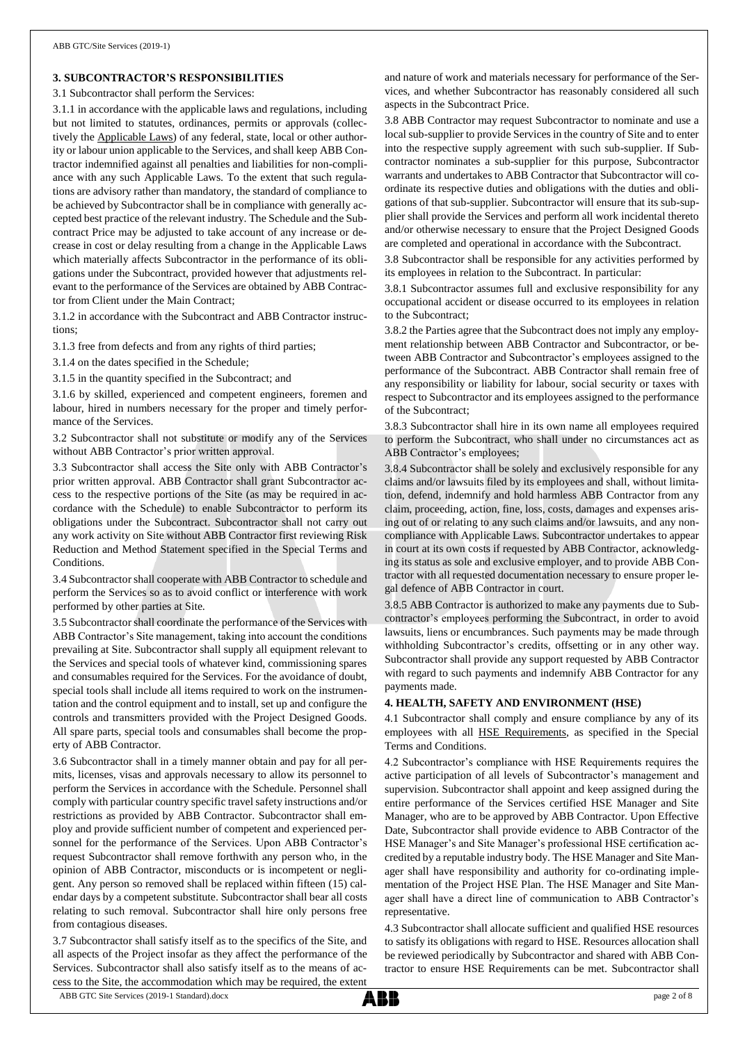## 3. SUBCONTRACTOR'S RESPONSIBILITIES

3.1 Subcontractor shall perform the Services:

3.1.1 in accordance with the applicable laws and regulations, including but not limited to statutes, ordinances, permits or approvals (collectively the Applicable Laws) of any federal, state, local or other authority or labour union applicable to the Services, and shall keep ABB Contractor indemnified against all penalties and liabilities for non-compliance with any such Applicable Laws. To the extent that such regulations are advisory rather than mandatory, the standard of compliance to be achieved by Subcontractor shall be in compliance with generally accepted best practice of the relevant industry. The Schedule and the Subcontract Price may be adjusted to take account of any increase or decrease in cost or delay resulting from a change in the Applicable Laws which materially affects Subcontractor in the performance of its obligations under the Subcontract, provided however that adjustments relevant to the performance of the Services are obtained by ABB Contractor from Client under the Main Contract;

3.1.2 in accordance with the Subcontract and ABB Contractor instructions;

3.1.3 free from defects and from any rights of third parties;

3.1.4 on the dates specified in the Schedule;

3.1.5 in the quantity specified in the Subcontract; and

3.1.6 by skilled, experienced and competent engineers, foremen and labour, hired in numbers necessary for the proper and timely performance of the Services.

3.2 Subcontractor shall not substitute or modify any of the Services without ABB Contractor's prior written approval.

3.3 Subcontractor shall access the Site only with ABB Contractor's prior written approval. ABB Contractor shall grant Subcontractor access to the respective portions of the Site (as may be required in accordance with the Schedule) to enable Subcontractor to perform its obligations under the Subcontract. Subcontractor shall not carry out any work activity on Site without ABB Contractor first reviewing Risk Reduction and Method Statement specified in the Special Terms and Conditions.

3.4 Subcontractor shall cooperate with ABB Contractor to schedule and perform the Services so as to avoid conflict or interference with work performed by other parties at Site.

3.5 Subcontractor shall coordinate the performance of the Services with ABB Contractor's Site management, taking into account the conditions prevailing at Site. Subcontractor shall supply all equipment relevant to the Services and special tools of whatever kind, commissioning spares and consumables required for the Services. For the avoidance of doubt, special tools shall include all items required to work on the instrumentation and the control equipment and to install, set up and configure the controls and transmitters provided with the Project Designed Goods. All spare parts, special tools and consumables shall become the property of ABB Contractor.

3.6 Subcontractor shall in a timely manner obtain and pay for all permits, licenses, visas and approvals necessary to allow its personnel to perform the Services in accordance with the Schedule. Personnel shall comply with particular country specific travel safety instructions and/or restrictions as provided by ABB Contractor. Subcontractor shall employ and provide sufficient number of competent and experienced personnel for the performance of the Services. Upon ABB Contractor's request Subcontractor shall remove forthwith any person who, in the opinion of ABB Contractor, misconducts or is incompetent or negligent. Any person so removed shall be replaced within fifteen (15) calendar days by a competent substitute. Subcontractor shall bear all costs relating to such removal. Subcontractor shall hire only persons free from contagious diseases.

3.7 Subcontractor shall satisfy itself as to the specifics of the Site, and all aspects of the Project insofar as they affect the performance of the Services. Subcontractor shall also satisfy itself as to the means of access to the Site, the accommodation which may be required, the extent and nature of work and materials necessary for performance of the Services, and whether Subcontractor has reasonably considered all such aspects in the Subcontract Price.

3.8 ABB Contractor may request Subcontractor to nominate and use a local sub-supplier to provide Services in the country of Site and to enter into the respective supply agreement with such sub-supplier. If Subcontractor nominates a sub-supplier for this purpose, Subcontractor warrants and undertakes to ABB Contractor that Subcontractor will coordinate its respective duties and obligations with the duties and obligations of that sub-supplier. Subcontractor will ensure that its sub-supplier shall provide the Services and perform all work incidental thereto and/or otherwise necessary to ensure that the Project Designed Goods are completed and operational in accordance with the Subcontract.

3.8 Subcontractor shall be responsible for any activities performed by its employees in relation to the Subcontract. In particular:

3.8.1 Subcontractor assumes full and exclusive responsibility for any occupational accident or disease occurred to its employees in relation to the Subcontract;

3.8.2 the Parties agree that the Subcontract does not imply any employment relationship between ABB Contractor and Subcontractor, or between ABB Contractor and Subcontractor's employees assigned to the performance of the Subcontract. ABB Contractor shall remain free of any responsibility or liability for labour, social security or taxes with respect to Subcontractor and its employees assigned to the performance of the Subcontract;

3.8.3 Subcontractor shall hire in its own name all employees required to perform the Subcontract, who shall under no circumstances act as ABB Contractor's employees;

3.8.4 Subcontractor shall be solely and exclusively responsible for any claims and/or lawsuits filed by its employees and shall, without limitation, defend, indemnify and hold harmless ABB Contractor from any claim, proceeding, action, fine, loss, costs, damages and expenses arising out of or relating to any such claims and/or lawsuits, and any noncompliance with Applicable Laws. Subcontractor undertakes to appear in court at its own costs if requested by ABB Contractor, acknowledging its status as sole and exclusive employer, and to provide ABB Contractor with all requested documentation necessary to ensure proper legal defence of ABB Contractor in court.

3.8.5 ABB Contractor is authorized to make any payments due to Subcontractor's employees performing the Subcontract, in order to avoid lawsuits, liens or encumbrances. Such payments may be made through withholding Subcontractor's credits, offsetting or in any other way. Subcontractor shall provide any support requested by ABB Contractor with regard to such payments and indemnify ABB Contractor for any payments made.

## 4. HEALTH, SAFETY AND ENVIRONMENT (HSE)

4.1 Subcontractor shall comply and ensure compliance by any of its employees with all HSE Requirements, as specified in the Special Terms and Conditions.

4.2 Subcontractor's compliance with HSE Requirements requires the active participation of all levels of Subcontractor's management and supervision. Subcontractor shall appoint and keep assigned during the entire performance of the Services certified HSE Manager and Site Manager, who are to be approved by ABB Contractor. Upon Effective Date, Subcontractor shall provide evidence to ABB Contractor of the HSE Manager's and Site Manager's professional HSE certification accredited by a reputable industry body. The HSE Manager and Site Manager shall have responsibility and authority for co-ordinating implementation of the Project HSE Plan. The HSE Manager and Site Manager shall have a direct line of communication to ABB Contractor's representative.

4.3 Subcontractor shall allocate sufficient and qualified HSE resources to satisfy its obligations with regard to HSE. Resources allocation shall be reviewed periodically by Subcontractor and shared with ABB Contractor to ensure HSE Requirements can be met. Subcontractor shall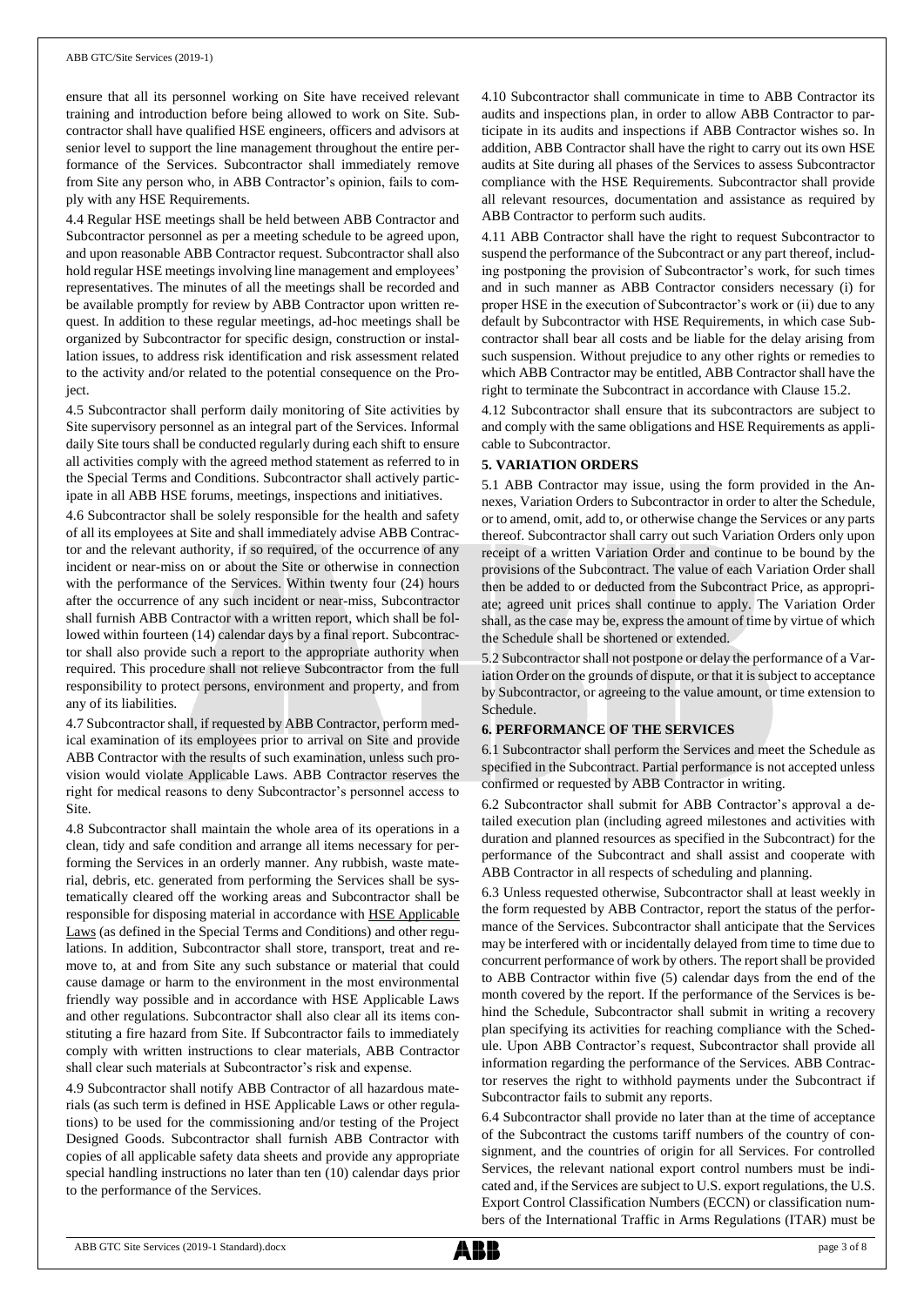ensure that all its personnel working on Site have received relevant training and introduction before being allowed to work on Site. Subcontractor shall have qualified HSE engineers, officers and advisors at senior level to support the line management throughout the entire performance of the Services. Subcontractor shall immediately remove from Site any person who, in ABB Contractor's opinion, fails to comply with any HSE Requirements.

4.4 Regular HSE meetings shall be held between ABB Contractor and Subcontractor personnel as per a meeting schedule to be agreed upon, and upon reasonable ABB Contractor request. Subcontractor shall also hold regular HSE meetings involving line management and employees' representatives. The minutes of all the meetings shall be recorded and be available promptly for review by ABB Contractor upon written request. In addition to these regular meetings, ad-hoc meetings shall be organized by Subcontractor for specific design, construction or installation issues, to address risk identification and risk assessment related to the activity and/or related to the potential consequence on the Project.

4.5 Subcontractor shall perform daily monitoring of Site activities by Site supervisory personnel as an integral part of the Services. Informal daily Site tours shall be conducted regularly during each shift to ensure all activities comply with the agreed method statement as referred to in the Special Terms and Conditions. Subcontractor shall actively participate in all ABB HSE forums, meetings, inspections and initiatives.

4.6 Subcontractor shall be solely responsible for the health and safety of all its employees at Site and shall immediately advise ABB Contractor and the relevant authority, if so required, of the occurrence of any incident or near-miss on or about the Site or otherwise in connection with the performance of the Services. Within twenty four (24) hours after the occurrence of any such incident or near-miss, Subcontractor shall furnish ABB Contractor with a written report, which shall be followed within fourteen (14) calendar days by a final report. Subcontractor shall also provide such a report to the appropriate authority when required. This procedure shall not relieve Subcontractor from the full responsibility to protect persons, environment and property, and from any of its liabilities.

4.7 Subcontractor shall, if requested by ABB Contractor, perform medical examination of its employees prior to arrival on Site and provide ABB Contractor with the results of such examination, unless such provision would violate Applicable Laws. ABB Contractor reserves the right for medical reasons to deny Subcontractor's personnel access to Site.

4.8 Subcontractor shall maintain the whole area of its operations in a clean, tidy and safe condition and arrange all items necessary for performing the Services in an orderly manner. Any rubbish, waste material, debris, etc. generated from performing the Services shall be systematically cleared off the working areas and Subcontractor shall be responsible for disposing material in accordance with HSE Applicable Laws (as defined in the Special Terms and Conditions) and other regulations. In addition, Subcontractor shall store, transport, treat and remove to, at and from Site any such substance or material that could cause damage or harm to the environment in the most environmental friendly way possible and in accordance with HSE Applicable Laws and other regulations. Subcontractor shall also clear all its items constituting a fire hazard from Site. If Subcontractor fails to immediately comply with written instructions to clear materials, ABB Contractor shall clear such materials at Subcontractor's risk and expense.

4.9 Subcontractor shall notify ABB Contractor of all hazardous materials (as such term is defined in HSE Applicable Laws or other regulations) to be used for the commissioning and/or testing of the Project Designed Goods. Subcontractor shall furnish ABB Contractor with copies of all applicable safety data sheets and provide any appropriate special handling instructions no later than ten (10) calendar days prior to the performance of the Services.

4.10 Subcontractor shall communicate in time to ABB Contractor its audits and inspections plan, in order to allow ABB Contractor to participate in its audits and inspections if ABB Contractor wishes so. In addition, ABB Contractor shall have the right to carry out its own HSE audits at Site during all phases of the Services to assess Subcontractor compliance with the HSE Requirements. Subcontractor shall provide all relevant resources, documentation and assistance as required by ABB Contractor to perform such audits.

4.11 ABB Contractor shall have the right to request Subcontractor to suspend the performance of the Subcontract or any part thereof, including postponing the provision of Subcontractor's work, for such times and in such manner as ABB Contractor considers necessary (i) for proper HSE in the execution of Subcontractor's work or (ii) due to any default by Subcontractor with HSE Requirements, in which case Subcontractor shall bear all costs and be liable for the delay arising from such suspension. Without prejudice to any other rights or remedies to which ABB Contractor may be entitled, ABB Contractor shall have the right to terminate the Subcontract in accordance with Clause 15.2.

4.12 Subcontractor shall ensure that its subcontractors are subject to and comply with the same obligations and HSE Requirements as applicable to Subcontractor.

## 5. VARIATION ORDERS

5.1 ABB Contractor may issue, using the form provided in the Annexes, Variation Orders to Subcontractor in order to alter the Schedule, or to amend, omit, add to, or otherwise change the Services or any parts thereof. Subcontractor shall carry out such Variation Orders only upon receipt of a written Variation Order and continue to be bound by the provisions of the Subcontract. The value of each Variation Order shall then be added to or deducted from the Subcontract Price, as appropriate; agreed unit prices shall continue to apply. The Variation Order shall, as the case may be, express the amount of time by virtue of which the Schedule shall be shortened or extended.

5.2 Subcontractor shall not postpone or delay the performance of a Variation Order on the grounds of dispute, or that it is subject to acceptance by Subcontractor, or agreeing to the value amount, or time extension to Schedule.

## 6. PERFORMANCE OF THE SERVICES

6.1 Subcontractor shall perform the Services and meet the Schedule as specified in the Subcontract. Partial performance is not accepted unless confirmed or requested by ABB Contractor in writing.

6.2 Subcontractor shall submit for ABB Contractor's approval a detailed execution plan (including agreed milestones and activities with duration and planned resources as specified in the Subcontract) for the performance of the Subcontract and shall assist and cooperate with ABB Contractor in all respects of scheduling and planning.

6.3 Unless requested otherwise, Subcontractor shall at least weekly in the form requested by ABB Contractor, report the status of the performance of the Services. Subcontractor shall anticipate that the Services may be interfered with or incidentally delayed from time to time due to concurrent performance of work by others. The report shall be provided to ABB Contractor within five (5) calendar days from the end of the month covered by the report. If the performance of the Services is behind the Schedule, Subcontractor shall submit in writing a recovery plan specifying its activities for reaching compliance with the Schedule. Upon ABB Contractor's request, Subcontractor shall provide all information regarding the performance of the Services. ABB Contractor reserves the right to withhold payments under the Subcontract if Subcontractor fails to submit any reports.

6.4 Subcontractor shall provide no later than at the time of acceptance of the Subcontract the customs tariff numbers of the country of consignment, and the countries of origin for all Services. For controlled Services, the relevant national export control numbers must be indicated and, if the Services are subject to U.S. export regulations, the U.S. Export Control Classification Numbers (ECCN) or classification numbers of the International Traffic in Arms Regulations (ITAR) must be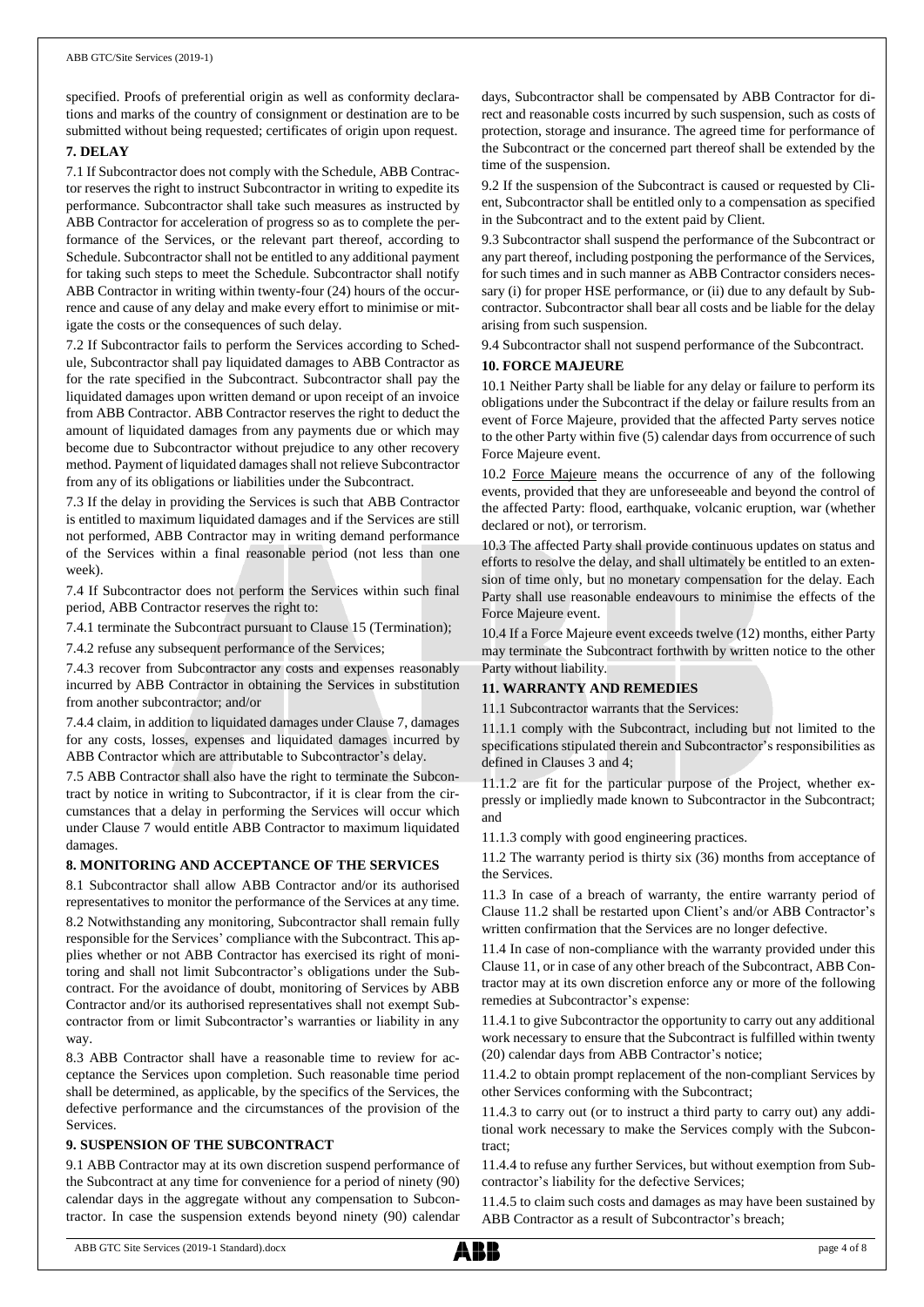specified. Proofs of preferential origin as well as conformity declarations and marks of the country of consignment or destination are to be submitted without being requested; certificates of origin upon request.

## 7. DELAY

7.1 If Subcontractor does not comply with the Schedule, ABB Contractor reserves the right to instruct Subcontractor in writing to expedite its performance. Subcontractor shall take such measures as instructed by ABB Contractor for acceleration of progress so as to complete the performance of the Services, or the relevant part thereof, according to Schedule. Subcontractor shall not be entitled to any additional payment for taking such steps to meet the Schedule. Subcontractor shall notify ABB Contractor in writing within twenty-four (24) hours of the occurrence and cause of any delay and make every effort to minimise or mitigate the costs or the consequences of such delay.

7.2 If Subcontractor fails to perform the Services according to Schedule, Subcontractor shall pay liquidated damages to ABB Contractor as for the rate specified in the Subcontract. Subcontractor shall pay the liquidated damages upon written demand or upon receipt of an invoice from ABB Contractor. ABB Contractor reserves the right to deduct the amount of liquidated damages from any payments due or which may become due to Subcontractor without prejudice to any other recovery method. Payment of liquidated damages shall not relieve Subcontractor from any of its obligations or liabilities under the Subcontract.

7.3 If the delay in providing the Services is such that ABB Contractor is entitled to maximum liquidated damages and if the Services are still not performed, ABB Contractor may in writing demand performance of the Services within a final reasonable period (not less than one week).

7.4 If Subcontractor does not perform the Services within such final period, ABB Contractor reserves the right to:

7.4.1 terminate the Subcontract pursuant to Clause 15 (Termination);

7.4.2 refuse any subsequent performance of the Services;

7.4.3 recover from Subcontractor any costs and expenses reasonably incurred by ABB Contractor in obtaining the Services in substitution from another subcontractor; and/or

7.4.4 claim, in addition to liquidated damages under Clause 7, damages for any costs, losses, expenses and liquidated damages incurred by ABB Contractor which are attributable to Subcontractor's delay.

7.5 ABB Contractor shall also have the right to terminate the Subcontract by notice in writing to Subcontractor, if it is clear from the circumstances that a delay in performing the Services will occur which under Clause 7 would entitle ABB Contractor to maximum liquidated damages.

## 8. MONITORING AND ACCEPTANCE OF THE SERVICES

8.1 Subcontractor shall allow ABB Contractor and/or its authorised representatives to monitor the performance of the Services at any time.

8.2 Notwithstanding any monitoring, Subcontractor shall remain fully responsible for the Services' compliance with the Subcontract. This applies whether or not ABB Contractor has exercised its right of monitoring and shall not limit Subcontractor's obligations under the Subcontract. For the avoidance of doubt, monitoring of Services by ABB Contractor and/or its authorised representatives shall not exempt Subcontractor from or limit Subcontractor's warranties or liability in any way.

8.3 ABB Contractor shall have a reasonable time to review for acceptance the Services upon completion. Such reasonable time period shall be determined, as applicable, by the specifics of the Services, the defective performance and the circumstances of the provision of the Services.

## 9. SUSPENSION OF THE SUBCONTRACT

9.1 ABB Contractor may at its own discretion suspend performance of the Subcontract at any time for convenience for a period of ninety (90) calendar days in the aggregate without any compensation to Subcontractor. In case the suspension extends beyond ninety (90) calendar days, Subcontractor shall be compensated by ABB Contractor for direct and reasonable costs incurred by such suspension, such as costs of protection, storage and insurance. The agreed time for performance of the Subcontract or the concerned part thereof shall be extended by the time of the suspension.

9.2 If the suspension of the Subcontract is caused or requested by Client, Subcontractor shall be entitled only to a compensation as specified in the Subcontract and to the extent paid by Client.

9.3 Subcontractor shall suspend the performance of the Subcontract or any part thereof, including postponing the performance of the Services, for such times and in such manner as ABB Contractor considers necessary (i) for proper HSE performance, or (ii) due to any default by Subcontractor. Subcontractor shall bear all costs and be liable for the delay arising from such suspension.

9.4 Subcontractor shall not suspend performance of the Subcontract.

## 10. FORCE MAJEURE

10.1 Neither Party shall be liable for any delay or failure to perform its obligations under the Subcontract if the delay or failure results from an event of Force Majeure, provided that the affected Party serves notice to the other Party within five (5) calendar days from occurrence of such Force Majeure event.

10.2 Force Majeure means the occurrence of any of the following events, provided that they are unforeseeable and beyond the control of the affected Party: flood, earthquake, volcanic eruption, war (whether declared or not), or terrorism.

10.3 The affected Party shall provide continuous updates on status and efforts to resolve the delay, and shall ultimately be entitled to an extension of time only, but no monetary compensation for the delay. Each Party shall use reasonable endeavours to minimise the effects of the Force Majeure event.

10.4 If a Force Majeure event exceeds twelve (12) months, either Party may terminate the Subcontract forthwith by written notice to the other Party without liability.

## 11. WARRANTY AND REMEDIES

11.1 Subcontractor warrants that the Services:

11.1.1 comply with the Subcontract, including but not limited to the specifications stipulated therein and Subcontractor's responsibilities as defined in Clauses 3 and 4;

11.1.2 are fit for the particular purpose of the Project, whether expressly or impliedly made known to Subcontractor in the Subcontract; and

11.1.3 comply with good engineering practices.

11.2 The warranty period is thirty six (36) months from acceptance of the Services.

11.3 In case of a breach of warranty, the entire warranty period of Clause 11.2 shall be restarted upon Client's and/or ABB Contractor's written confirmation that the Services are no longer defective.

11.4 In case of non-compliance with the warranty provided under this Clause 11, or in case of any other breach of the Subcontract, ABB Contractor may at its own discretion enforce any or more of the following remedies at Subcontractor's expense:

11.4.1 to give Subcontractor the opportunity to carry out any additional work necessary to ensure that the Subcontract is fulfilled within twenty (20) calendar days from ABB Contractor's notice;

11.4.2 to obtain prompt replacement of the non-compliant Services by other Services conforming with the Subcontract;

11.4.3 to carry out (or to instruct a third party to carry out) any additional work necessary to make the Services comply with the Subcontract;

11.4.4 to refuse any further Services, but without exemption from Subcontractor's liability for the defective Services;

11.4.5 to claim such costs and damages as may have been sustained by ABB Contractor as a result of Subcontractor's breach;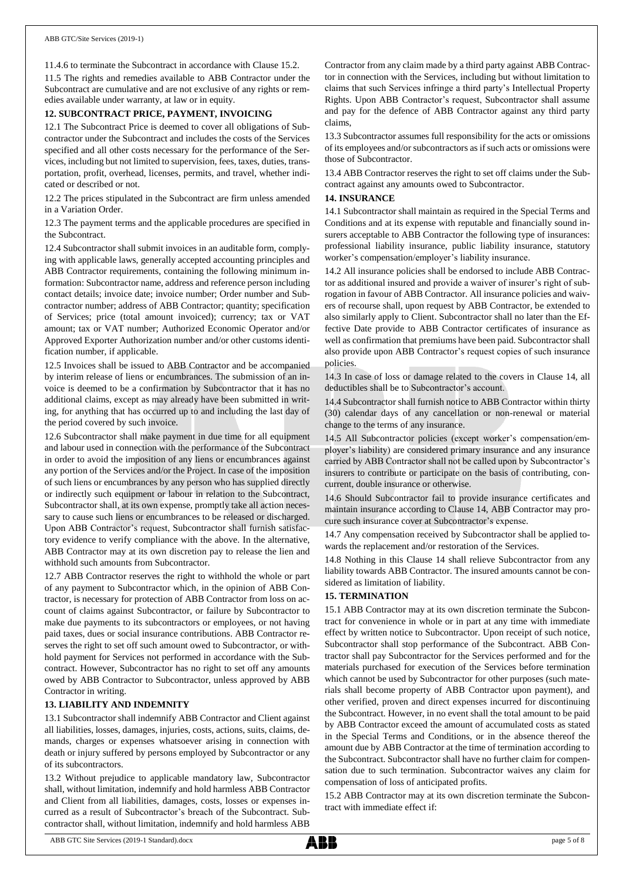11.4.6 to terminate the Subcontract in accordance with Clause 15.2.

11.5 The rights and remedies available to ABB Contractor under the Subcontract are cumulative and are not exclusive of any rights or remedies available under warranty, at law or in equity.

## 12. SUBCONTRACT PRICE, PAYMENT, INVOICING

12.1 The Subcontract Price is deemed to cover all obligations of Subcontractor under the Subcontract and includes the costs of the Services specified and all other costs necessary for the performance of the Services, including but not limited to supervision, fees, taxes, duties, transportation, profit, overhead, licenses, permits, and travel, whether indicated or described or not.

12.2 The prices stipulated in the Subcontract are firm unless amended in a Variation Order.

12.3 The payment terms and the applicable procedures are specified in the Subcontract.

12.4 Subcontractor shall submit invoices in an auditable form, complying with applicable laws, generally accepted accounting principles and ABB Contractor requirements, containing the following minimum information: Subcontractor name, address and reference person including contact details; invoice date; invoice number; Order number and Subcontractor number; address of ABB Contractor; quantity; specification of Services; price (total amount invoiced); currency; tax or VAT amount; tax or VAT number; Authorized Economic Operator and/or Approved Exporter Authorization number and/or other customs identification number, if applicable.

12.5 Invoices shall be issued to ABB Contractor and be accompanied by interim release of liens or encumbrances. The submission of an invoice is deemed to be a confirmation by Subcontractor that it has no additional claims, except as may already have been submitted in writing, for anything that has occurred up to and including the last day of the period covered by such invoice.

12.6 Subcontractor shall make payment in due time for all equipment and labour used in connection with the performance of the Subcontract in order to avoid the imposition of any liens or encumbrances against any portion of the Services and/or the Project. In case of the imposition of such liens or encumbrances by any person who has supplied directly or indirectly such equipment or labour in relation to the Subcontract, Subcontractor shall, at its own expense, promptly take all action necessary to cause such liens or encumbrances to be released or discharged. Upon ABB Contractor's request, Subcontractor shall furnish satisfactory evidence to verify compliance with the above. In the alternative, ABB Contractor may at its own discretion pay to release the lien and withhold such amounts from Subcontractor.

12.7 ABB Contractor reserves the right to withhold the whole or part of any payment to Subcontractor which, in the opinion of ABB Contractor, is necessary for protection of ABB Contractor from loss on account of claims against Subcontractor, or failure by Subcontractor to make due payments to its subcontractors or employees, or not having paid taxes, dues or social insurance contributions. ABB Contractor reserves the right to set off such amount owed to Subcontractor, or withhold payment for Services not performed in accordance with the Subcontract. However, Subcontractor has no right to set off any amounts owed by ABB Contractor to Subcontractor, unless approved by ABB Contractor in writing.

## 13. LIABILITY AND INDEMNITY

13.1 Subcontractor shall indemnify ABB Contractor and Client against all liabilities, losses, damages, injuries, costs, actions, suits, claims, demands, charges or expenses whatsoever arising in connection with death or injury suffered by persons employed by Subcontractor or any of its subcontractors.

13.2 Without prejudice to applicable mandatory law, Subcontractor shall, without limitation, indemnify and hold harmless ABB Contractor and Client from all liabilities, damages, costs, losses or expenses incurred as a result of Subcontractor's breach of the Subcontract. Subcontractor shall, without limitation, indemnify and hold harmless ABB Contractor from any claim made by a third party against ABB Contractor in connection with the Services, including but without limitation to claims that such Services infringe a third party's Intellectual Property Rights. Upon ABB Contractor's request, Subcontractor shall assume and pay for the defence of ABB Contractor against any third party claims,

13.3 Subcontractor assumes full responsibility for the acts or omissions of its employees and/or subcontractors as if such acts or omissions were those of Subcontractor.

13.4 ABB Contractor reserves the right to set off claims under the Subcontract against any amounts owed to Subcontractor.

## 14. INSURANCE

14.1 Subcontractor shall maintain as required in the Special Terms and Conditions and at its expense with reputable and financially sound insurers acceptable to ABB Contractor the following type of insurances: professional liability insurance, public liability insurance, statutory worker's compensation/employer's liability insurance.

14.2 All insurance policies shall be endorsed to include ABB Contractor as additional insured and provide a waiver of insurer's right of subrogation in favour of ABB Contractor. All insurance policies and waivers of recourse shall, upon request by ABB Contractor, be extended to also similarly apply to Client. Subcontractor shall no later than the Effective Date provide to ABB Contractor certificates of insurance as well as confirmation that premiums have been paid. Subcontractor shall also provide upon ABB Contractor's request copies of such insurance policies.

14.3 In case of loss or damage related to the covers in Clause 14, all deductibles shall be to Subcontractor's account.

14.4 Subcontractor shall furnish notice to ABB Contractor within thirty (30) calendar days of any cancellation or non-renewal or material change to the terms of any insurance.

14.5 All Subcontractor policies (except worker's compensation/employer's liability) are considered primary insurance and any insurance carried by ABB Contractor shall not be called upon by Subcontractor's insurers to contribute or participate on the basis of contributing, concurrent, double insurance or otherwise.

14.6 Should Subcontractor fail to provide insurance certificates and maintain insurance according to Clause 14, ABB Contractor may procure such insurance cover at Subcontractor's expense.

14.7 Any compensation received by Subcontractor shall be applied towards the replacement and/or restoration of the Services.

14.8 Nothing in this Clause 14 shall relieve Subcontractor from any liability towards ABB Contractor. The insured amounts cannot be considered as limitation of liability.

## 15. TERMINATION

15.1 ABB Contractor may at its own discretion terminate the Subcontract for convenience in whole or in part at any time with immediate effect by written notice to Subcontractor. Upon receipt of such notice, Subcontractor shall stop performance of the Subcontract. ABB Contractor shall pay Subcontractor for the Services performed and for the materials purchased for execution of the Services before termination which cannot be used by Subcontractor for other purposes (such materials shall become property of ABB Contractor upon payment), and other verified, proven and direct expenses incurred for discontinuing the Subcontract. However, in no event shall the total amount to be paid by ABB Contractor exceed the amount of accumulated costs as stated in the Special Terms and Conditions, or in the absence thereof the amount due by ABB Contractor at the time of termination according to the Subcontract. Subcontractor shall have no further claim for compensation due to such termination. Subcontractor waives any claim for compensation of loss of anticipated profits.

15.2 ABB Contractor may at its own discretion terminate the Subcontract with immediate effect if: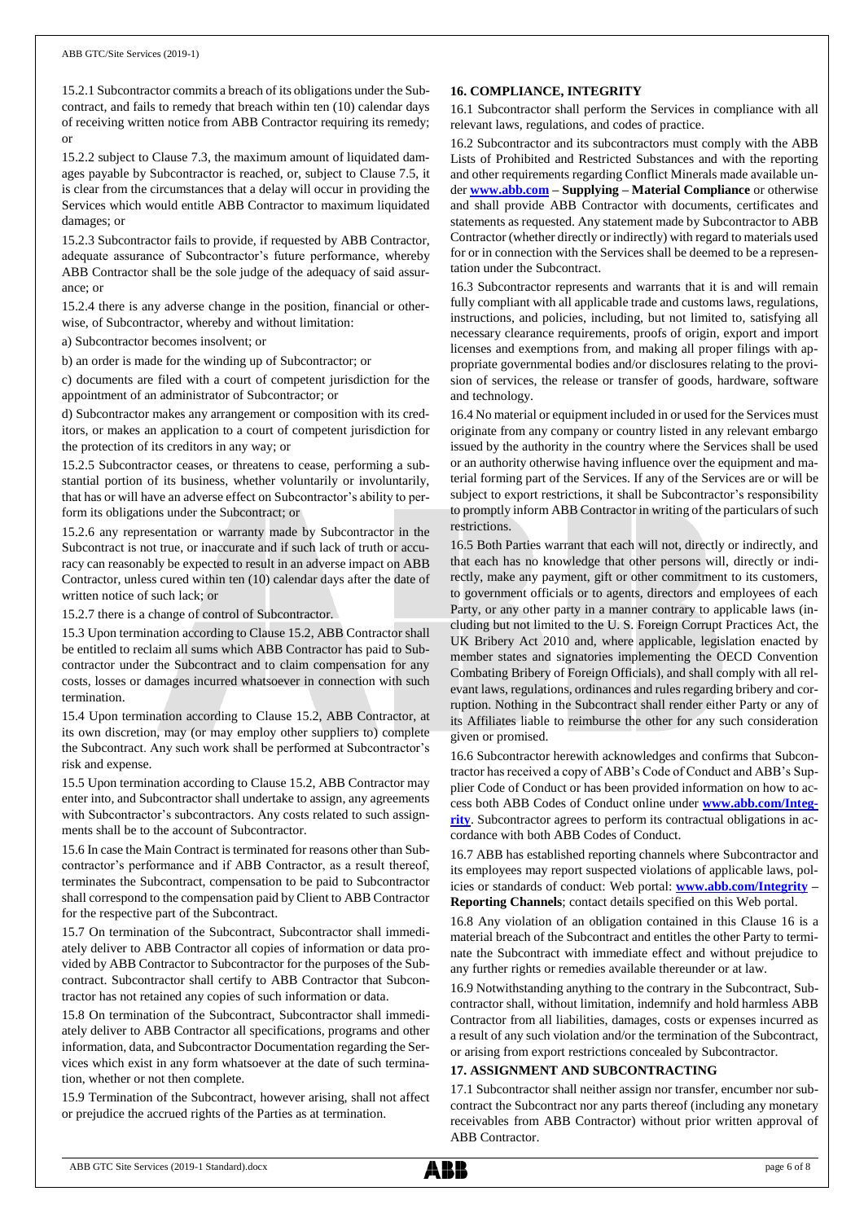15.2.1 Subcontractor commits a breach of its obligations under the Subcontract, and fails to remedy that breach within ten (10) calendar days of receiving written notice from ABB Contractor requiring its remedy; or

15.2.2 subject to Clause 7.3, the maximum amount of liquidated damages payable by Subcontractor is reached, or, subject to Clause 7.5, it is clear from the circumstances that a delay will occur in providing the Services which would entitle ABB Contractor to maximum liquidated damages; or

15.2.3 Subcontractor fails to provide, if requested by ABB Contractor, adequate assurance of Subcontractor's future performance, whereby ABB Contractor shall be the sole judge of the adequacy of said assurance; or

15.2.4 there is any adverse change in the position, financial or otherwise, of Subcontractor, whereby and without limitation:

a) Subcontractor becomes insolvent; or

b) an order is made for the winding up of Subcontractor; or

c) documents are filed with a court of competent jurisdiction for the appointment of an administrator of Subcontractor; or

d) Subcontractor makes any arrangement or composition with its creditors, or makes an application to a court of competent jurisdiction for the protection of its creditors in any way; or

15.2.5 Subcontractor ceases, or threatens to cease, performing a substantial portion of its business, whether voluntarily or involuntarily, that has or will have an adverse effect on Subcontractor's ability to perform its obligations under the Subcontract; or

15.2.6 any representation or warranty made by Subcontractor in the Subcontract is not true, or inaccurate and if such lack of truth or accuracy can reasonably be expected to result in an adverse impact on ABB Contractor, unless cured within ten (10) calendar days after the date of written notice of such lack; or

15.2.7 there is a change of control of Subcontractor.

15.3 Upon termination according to Clause 15.2, ABB Contractor shall be entitled to reclaim all sums which ABB Contractor has paid to Subcontractor under the Subcontract and to claim compensation for any costs, losses or damages incurred whatsoever in connection with such termination.

15.4 Upon termination according to Clause 15.2, ABB Contractor, at its own discretion, may (or may employ other suppliers to) complete the Subcontract. Any such work shall be performed at Subcontractor's risk and expense.

15.5 Upon termination according to Clause 15.2, ABB Contractor may enter into, and Subcontractor shall undertake to assign, any agreements with Subcontractor's subcontractors. Any costs related to such assignments shall be to the account of Subcontractor.

15.6 In case the Main Contract is terminated for reasons other than Subcontractor's performance and if ABB Contractor, as a result thereof, terminates the Subcontract, compensation to be paid to Subcontractor shall correspond to the compensation paid by Client to ABB Contractor for the respective part of the Subcontract.

15.7 On termination of the Subcontract, Subcontractor shall immediately deliver to ABB Contractor all copies of information or data provided by ABB Contractor to Subcontractor for the purposes of the Subcontract. Subcontractor shall certify to ABB Contractor that Subcontractor has not retained any copies of such information or data.

15.8 On termination of the Subcontract, Subcontractor shall immediately deliver to ABB Contractor all specifications, programs and other information, data, and Subcontractor Documentation regarding the Services which exist in any form whatsoever at the date of such termination, whether or not then complete.

15.9 Termination of the Subcontract, however arising, shall not affect or prejudice the accrued rights of the Parties as at termination.

## 16. COMPLIANCE, INTEGRITY

16.1 Subcontractor shall perform the Services in compliance with all relevant laws, regulations, and codes of practice.

16.2 Subcontractor and its subcontractors must comply with the ABB Lists of Prohibited and Restricted Substances and with the reporting and other requirements regarding Conflict Minerals made available under **www.abb.com – Supplying – Material Compliance** or otherwise and shall provide ABB Contractor with documents, certificates and statements as requested. Any statement made by Subcontractor to ABB Contractor (whether directly or indirectly) with regard to materials used for or in connection with the Services shall be deemed to be a representation under the Subcontract.

16.3 Subcontractor represents and warrants that it is and will remain fully compliant with all applicable trade and customs laws, regulations, instructions, and policies, including, but not limited to, satisfying all necessary clearance requirements, proofs of origin, export and import licenses and exemptions from, and making all proper filings with appropriate governmental bodies and/or disclosures relating to the provision of services, the release or transfer of goods, hardware, software and technology.

16.4 No material or equipment included in or used for the Services must originate from any company or country listed in any relevant embargo issued by the authority in the country where the Services shall be used or an authority otherwise having influence over the equipment and material forming part of the Services. If any of the Services are or will be subject to export restrictions, it shall be Subcontractor's responsibility to promptly inform ABB Contractor in writing of the particulars of such restrictions.

16.5 Both Parties warrant that each will not, directly or indirectly, and that each has no knowledge that other persons will, directly or indirectly, make any payment, gift or other commitment to its customers, to government officials or to agents, directors and employees of each Party, or any other party in a manner contrary to applicable laws (including but not limited to the U. S. Foreign Corrupt Practices Act, the UK Bribery Act 2010 and, where applicable, legislation enacted by member states and signatories implementing the OECD Convention Combating Bribery of Foreign Officials), and shall comply with all relevant laws, regulations, ordinances and rules regarding bribery and corruption. Nothing in the Subcontract shall render either Party or any of its Affiliates liable to reimburse the other for any such consideration given or promised.

16.6 Subcontractor herewith acknowledges and confirms that Subcontractor has received a copy of ABB's Code of Conduct and ABB's Supplier Code of Conduct or has been provided information on how to access both ABB Codes of Conduct online under **www.abb.com/Integrity**. Subcontractor agrees to perform its contractual obligations in accordance with both ABB Codes of Conduct.

16.7 ABB has established reporting channels where Subcontractor and its employees may report suspected violations of applicable laws, policies or standards of conduct: Web portal: **www.abb.com/Integrity – Reporting Channels**; contact details specified on this Web portal.

16.8 Any violation of an obligation contained in this Clause 16 is a material breach of the Subcontract and entitles the other Party to terminate the Subcontract with immediate effect and without prejudice to any further rights or remedies available thereunder or at law.

16.9 Notwithstanding anything to the contrary in the Subcontract, Subcontractor shall, without limitation, indemnify and hold harmless ABB Contractor from all liabilities, damages, costs or expenses incurred as a result of any such violation and/or the termination of the Subcontract, or arising from export restrictions concealed by Subcontractor.

## 17. ASSIGNMENT AND SUBCONTRACTING

17.1 Subcontractor shall neither assign nor transfer, encumber nor subcontract the Subcontract nor any parts thereof (including any monetary receivables from ABB Contractor) without prior written approval of ABB Contractor.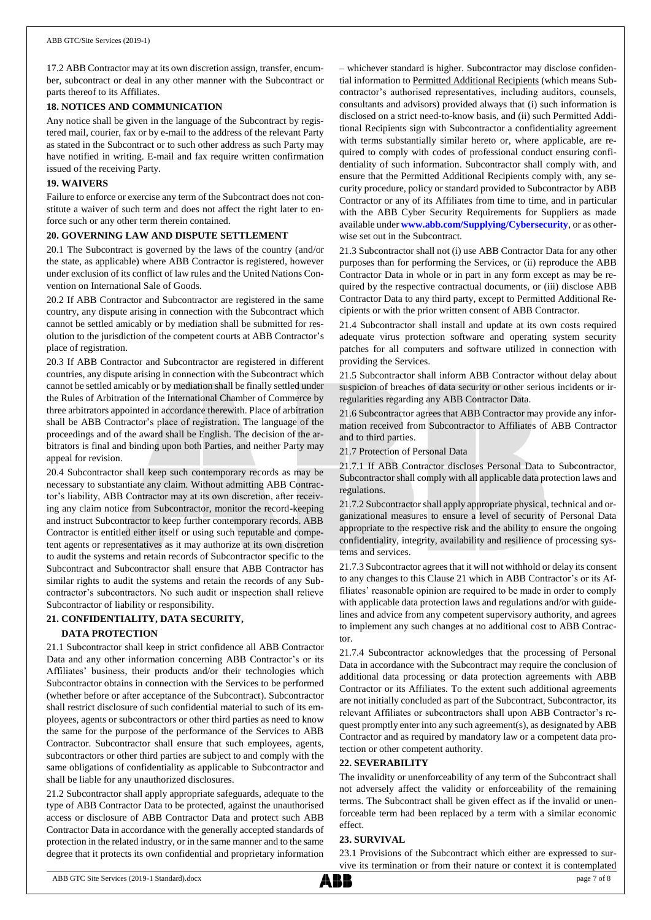17.2 ABB Contractor may at its own discretion assign, transfer, encumber, subcontract or deal in any other manner with the Subcontract or parts thereof to its Affiliates.

## 18. NOTICES AND COMMUNICATION

Any notice shall be given in the language of the Subcontract by registered mail, courier, fax or by e-mail to the address of the relevant Party as stated in the Subcontract or to such other address as such Party may have notified in writing. E-mail and fax require written confirmation issued of the receiving Party.

## 19. WAIVERS

Failure to enforce or exercise any term of the Subcontract does not constitute a waiver of such term and does not affect the right later to enforce such or any other term therein contained.

## 20. GOVERNING LAW AND DISPUTE SETTLEMENT

20.1 The Subcontract is governed by the laws of the country (and/or the state, as applicable) where ABB Contractor is registered, however under exclusion of its conflict of law rules and the United Nations Convention on International Sale of Goods.

20.2 If ABB Contractor and Subcontractor are registered in the same country, any dispute arising in connection with the Subcontract which cannot be settled amicably or by mediation shall be submitted for resolution to the jurisdiction of the competent courts at ABB Contractor's place of registration.

20.3 If ABB Contractor and Subcontractor are registered in different countries, any dispute arising in connection with the Subcontract which cannot be settled amicably or by mediation shall be finally settled under the Rules of Arbitration of the International Chamber of Commerce by three arbitrators appointed in accordance therewith. Place of arbitration shall be ABB Contractor's place of registration. The language of the proceedings and of the award shall be English. The decision of the arbitrators is final and binding upon both Parties, and neither Party may appeal for revision.

20.4 Subcontractor shall keep such contemporary records as may be necessary to substantiate any claim. Without admitting ABB Contractor's liability, ABB Contractor may at its own discretion, after receiving any claim notice from Subcontractor, monitor the record-keeping and instruct Subcontractor to keep further contemporary records. ABB Contractor is entitled either itself or using such reputable and competent agents or representatives as it may authorize at its own discretion to audit the systems and retain records of Subcontractor specific to the Subcontract and Subcontractor shall ensure that ABB Contractor has similar rights to audit the systems and retain the records of any Subcontractor's subcontractors. No such audit or inspection shall relieve Subcontractor of liability or responsibility.

## 21. CONFIDENTIALITY, DATA SECURITY, DATA PROTECTION

21.1 Subcontractor shall keep in strict confidence all ABB Contractor Data and any other information concerning ABB Contractor's or its Affiliates' business, their products and/or their technologies which Subcontractor obtains in connection with the Services to be performed (whether before or after acceptance of the Subcontract). Subcontractor shall restrict disclosure of such confidential material to such of its employees, agents or subcontractors or other third parties as need to know the same for the purpose of the performance of the Services to ABB Contractor. Subcontractor shall ensure that such employees, agents, subcontractors or other third parties are subject to and comply with the same obligations of confidentiality as applicable to Subcontractor and shall be liable for any unauthorized disclosures.

21.2 Subcontractor shall apply appropriate safeguards, adequate to the type of ABB Contractor Data to be protected, against the unauthorised access or disclosure of ABB Contractor Data and protect such ABB Contractor Data in accordance with the generally accepted standards of protection in the related industry, or in the same manner and to the same degree that it protects its own confidential and proprietary information – whichever standard is higher. Subcontractor may disclose confidential information to Permitted Additional Recipients (which means Subcontractor's authorised representatives, including auditors, counsels, consultants and advisors) provided always that (i) such information is disclosed on a strict need-to-know basis, and (ii) such Permitted Additional Recipients sign with Subcontractor a confidentiality agreement with terms substantially similar hereto or, where applicable, are required to comply with codes of professional conduct ensuring confidentiality of such information. Subcontractor shall comply with, and ensure that the Permitted Additional Recipients comply with, any security procedure, policy or standard provided to Subcontractor by ABB Contractor or any of its Affiliates from time to time, and in particular with the ABB Cyber Security Requirements for Suppliers as made available under **www.abb.com/Supplying/Cybersecurity**, or as otherwise set out in the Subcontract.

21.3 Subcontractor shall not (i) use ABB Contractor Data for any other purposes than for performing the Services, or (ii) reproduce the ABB Contractor Data in whole or in part in any form except as may be required by the respective contractual documents, or (iii) disclose ABB Contractor Data to any third party, except to Permitted Additional Recipients or with the prior written consent of ABB Contractor.

21.4 Subcontractor shall install and update at its own costs required adequate virus protection software and operating system security patches for all computers and software utilized in connection with providing the Services.

21.5 Subcontractor shall inform ABB Contractor without delay about suspicion of breaches of data security or other serious incidents or irregularities regarding any ABB Contractor Data.

21.6 Subcontractor agrees that ABB Contractor may provide any information received from Subcontractor to Affiliates of ABB Contractor and to third parties.

21.7 Protection of Personal Data

21.7.1 If ABB Contractor discloses Personal Data to Subcontractor, Subcontractor shall comply with all applicable data protection laws and regulations.

21.7.2 Subcontractor shall apply appropriate physical, technical and organizational measures to ensure a level of security of Personal Data appropriate to the respective risk and the ability to ensure the ongoing confidentiality, integrity, availability and resilience of processing systems and services.

21.7.3 Subcontractor agrees that it will not withhold or delay its consent to any changes to this Clause 21 which in ABB Contractor's or its Affiliates' reasonable opinion are required to be made in order to comply with applicable data protection laws and regulations and/or with guidelines and advice from any competent supervisory authority, and agrees to implement any such changes at no additional cost to ABB Contractor.

21.7.4 Subcontractor acknowledges that the processing of Personal Data in accordance with the Subcontract may require the conclusion of additional data processing or data protection agreements with ABB Contractor or its Affiliates. To the extent such additional agreements are not initially concluded as part of the Subcontract, Subcontractor, its relevant Affiliates or subcontractors shall upon ABB Contractor's request promptly enter into any such agreement(s), as designated by ABB Contractor and as required by mandatory law or a competent data protection or other competent authority.

## 22. SEVERABILITY

The invalidity or unenforceability of any term of the Subcontract shall not adversely affect the validity or enforceability of the remaining terms. The Subcontract shall be given effect as if the invalid or unenforceable term had been replaced by a term with a similar economic effect.

## 23. SURVIVAL

23.1 Provisions of the Subcontract which either are expressed to survive its termination or from their nature or context it is contemplated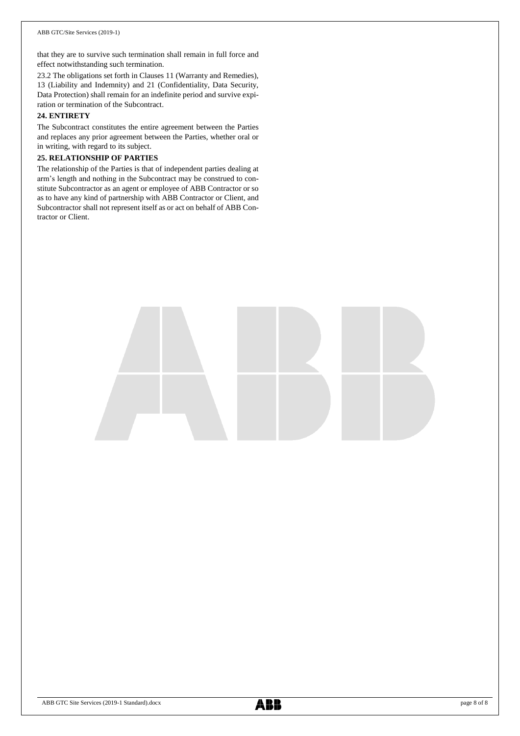that they are to survive such termination shall remain in full force and effect notwithstanding such termination.

23.2 The obligations set forth in Clauses 11 (Warranty and Remedies), 13 (Liability and Indemnity) and 21 (Confidentiality, Data Security, Data Protection) shall remain for an indefinite period and survive expiration or termination of the Subcontract.

**24. ENTIRETY**

The Subcontract constitutes the entire agreement between the Parties and replaces any prior agreement between the Parties, whether oral or in writing, with regard to its subject.

**25. RELATIONSHIP OF PARTIES**

The relationship of the Parties is that of independent parties dealing at arm's length and nothing in the Subcontract may be construed to constitute Subcontractor as an agent or employee of ABB Contractor or so as to have any kind of partnership with ABB Contractor or Client, and Subcontractor shall not represent itself as or act on behalf of ABB Contractor or Client.